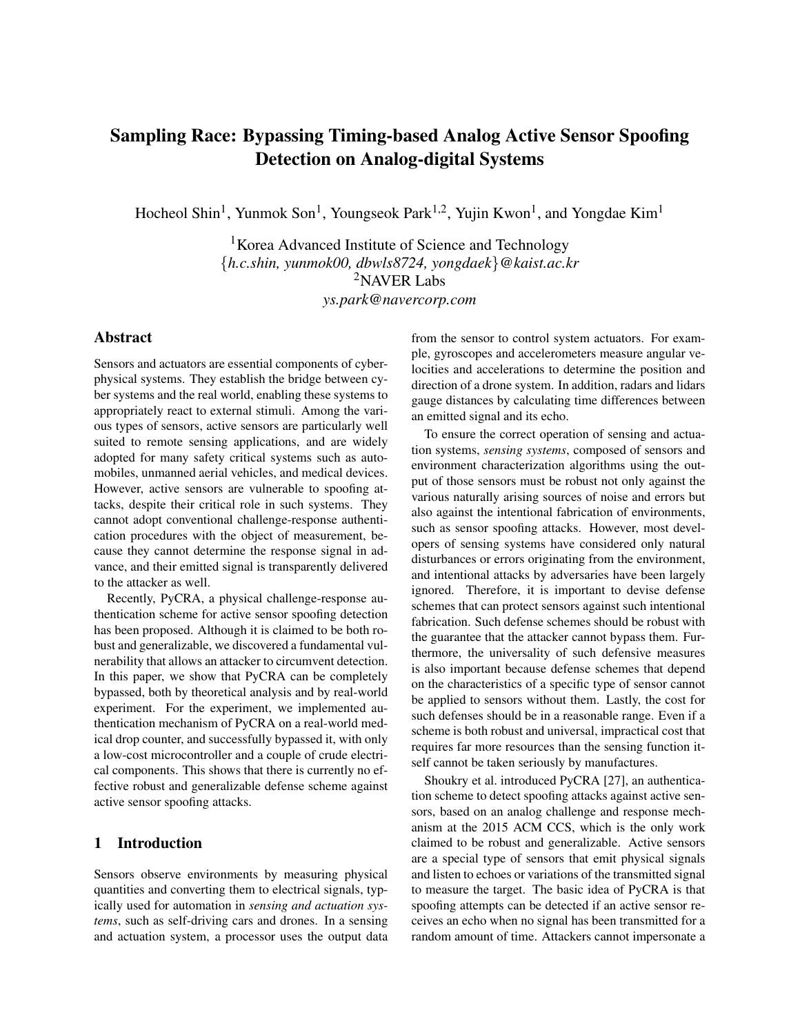# Sampling Race: Bypassing Timing-based Analog Active Sensor Spoofing Detection on Analog-digital Systems

Hocheol Shin[1], Yunmok Son[1], Youngseok Park[1,2], Yujin Kwon[1], and Yongdae Kim[1]

[1]Korea Advanced Institute of Science and Technology
{*h.c.shin, yunmok00, dbwls8724, yongdaek*}*@kaist.ac.kr*
[2]NAVER Labs
*ys.park@navercorp.com*

## Abstract

Sensors and actuators are essential components of cyber-physical systems. They establish the bridge between cyber systems and the real world, enabling these systems to appropriately react to external stimuli. Among the various types of sensors, active sensors are particularly well suited to remote sensing applications, and are widely adopted for many safety critical systems such as automobiles, unmanned aerial vehicles, and medical devices. However, active sensors are vulnerable to spoofing attacks, despite their critical role in such systems. They cannot adopt conventional challenge-response authentication procedures with the object of measurement, because they cannot determine the response signal in advance, and their emitted signal is transparently delivered to the attacker as well.

Recently, PyCRA, a physical challenge-response authentication scheme for active sensor spoofing detection has been proposed. Although it is claimed to be both robust and generalizable, we discovered a fundamental vulnerability that allows an attacker to circumvent detection. In this paper, we show that PyCRA can be completely bypassed, both by theoretical analysis and by real-world experiment. For the experiment, we implemented authentication mechanism of PyCRA on a real-world medical drop counter, and successfully bypassed it, with only a low-cost microcontroller and a couple of crude electrical components. This shows that there is currently no effective robust and generalizable defense scheme against active sensor spoofing attacks.

## 1 Introduction

Sensors observe environments by measuring physical quantities and converting them to electrical signals, typically used for automation in *sensing and actuation systems*, such as self-driving cars and drones. In a sensing and actuation system, a processor uses the output data from the sensor to control system actuators. For example, gyroscopes and accelerometers measure angular velocities and accelerations to determine the position and direction of a drone system. In addition, radars and lidars gauge distances by calculating time differences between an emitted signal and its echo.

To ensure the correct operation of sensing and actuation systems, *sensing systems*, composed of sensors and environment characterization algorithms using the output of those sensors must be robust not only against the various naturally arising sources of noise and errors but also against the intentional fabrication of environments, such as sensor spoofing attacks. However, most developers of sensing systems have considered only natural disturbances or errors originating from the environment, and intentional attacks by adversaries have been largely ignored. Therefore, it is important to devise defense schemes that can protect sensors against such intentional fabrication. Such defense schemes should be robust with the guarantee that the attacker cannot bypass them. Furthermore, the universality of such defensive measures is also important because defense schemes that depend on the characteristics of a specific type of sensor cannot be applied to sensors without them. Lastly, the cost for such defenses should be in a reasonable range. Even if a scheme is both robust and universal, impractical cost that requires far more resources than the sensing function itself cannot be taken seriously by manufactures.

Shoukry et al. introduced PyCRA [27], an authentication scheme to detect spoofing attacks against active sensors, based on an analog challenge and response mechanism at the 2015 ACM CCS, which is the only work claimed to be robust and generalizable. Active sensors are a special type of sensors that emit physical signals and listen to echoes or variations of the transmitted signal to measure the target. The basic idea of PyCRA is that spoofing attempts can be detected if an active sensor receives an echo when no signal has been transmitted for a random amount of time. Attackers cannot impersonate a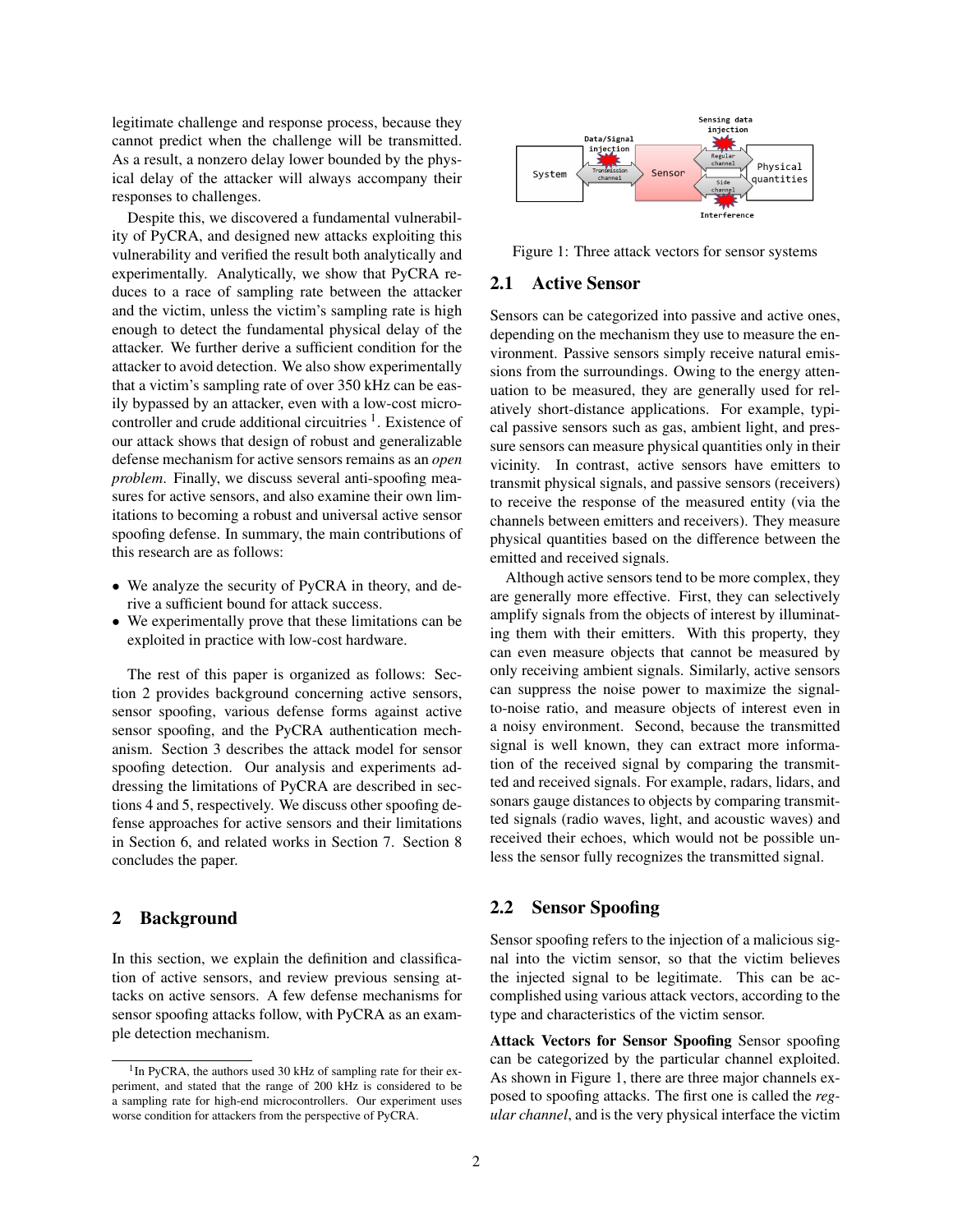legitimate challenge and response process, because they cannot predict when the challenge will be transmitted. As a result, a nonzero delay lower bounded by the physical delay of the attacker will always accompany their responses to challenges.

Despite this, we discovered a fundamental vulnerability of PyCRA, and designed new attacks exploiting this vulnerability and verified the result both analytically and experimentally. Analytically, we show that PyCRA reduces to a race of sampling rate between the attacker and the victim, unless the victim's sampling rate is high enough to detect the fundamental physical delay of the attacker. We further derive a sufficient condition for the attacker to avoid detection. We also show experimentally that a victim's sampling rate of over 350 kHz can be easily bypassed by an attacker, even with a low-cost microcontroller and crude additional circuitries [1]. Existence of our attack shows that design of robust and generalizable defense mechanism for active sensors remains as an *open problem*. Finally, we discuss several anti-spoofing measures for active sensors, and also examine their own limitations to becoming a robust and universal active sensor spoofing defense. In summary, the main contributions of this research are as follows:

- We analyze the security of PyCRA in theory, and derive a sufficient bound for attack success.
- We experimentally prove that these limitations can be exploited in practice with low-cost hardware.

The rest of this paper is organized as follows: Section 2 provides background concerning active sensors, sensor spoofing, various defense forms against active sensor spoofing, and the PyCRA authentication mechanism. Section 3 describes the attack model for sensor spoofing detection. Our analysis and experiments addressing the limitations of PyCRA are described in sections 4 and 5, respectively. We discuss other spoofing defense approaches for active sensors and their limitations in Section 6, and related works in Section 7. Section 8 concludes the paper.

## 2 Background

In this section, we explain the definition and classification of active sensors, and review previous sensing attacks on active sensors. A few defense mechanisms for sensor spoofing attacks follow, with PyCRA as an example detection mechanism.

[1] In PyCRA, the authors used 30 kHz of sampling rate for their experiment, and stated that the range of 200 kHz is considered to be a sampling rate for high-end microcontrollers. Our experiment uses worse condition for attackers from the perspective of PyCRA.

Figure 1: Three attack vectors for sensor systems

### 2.1 Active Sensor

Sensors can be categorized into passive and active ones, depending on the mechanism they use to measure the environment. Passive sensors simply receive natural emissions from the surroundings. Owing to the energy attenuation to be measured, they are generally used for relatively short-distance applications. For example, typical passive sensors such as gas, ambient light, and pressure sensors can measure physical quantities only in their vicinity. In contrast, active sensors have emitters to transmit physical signals, and passive sensors (receivers) to receive the response of the measured entity (via the channels between emitters and receivers). They measure physical quantities based on the difference between the emitted and received signals.

Although active sensors tend to be more complex, they are generally more effective. First, they can selectively amplify signals from the objects of interest by illuminating them with their emitters. With this property, they can even measure objects that cannot be measured by only receiving ambient signals. Similarly, active sensors can suppress the noise power to maximize the signal-to-noise ratio, and measure objects of interest even in a noisy environment. Second, because the transmitted signal is well known, they can extract more information of the received signal by comparing the transmitted and received signals. For example, radars, lidars, and sonars gauge distances to objects by comparing transmitted signals (radio waves, light, and acoustic waves) and received their echoes, which would not be possible unless the sensor fully recognizes the transmitted signal.

### 2.2 Sensor Spoofing

Sensor spoofing refers to the injection of a malicious signal into the victim sensor, so that the victim believes the injected signal to be legitimate. This can be accomplished using various attack vectors, according to the type and characteristics of the victim sensor.

**Attack Vectors for Sensor Spoofing** Sensor spoofing can be categorized by the particular channel exploited. As shown in Figure 1, there are three major channels exposed to spoofing attacks. The first one is called the *regular channel*, and is the very physical interface the victim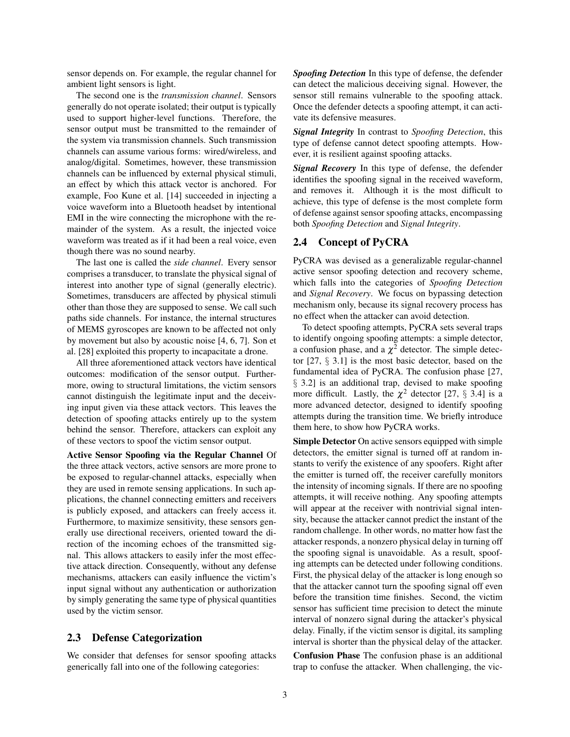sensor depends on. For example, the regular channel for ambient light sensors is light.

The second one is the *transmission channel*. Sensors generally do not operate isolated; their output is typically used to support higher-level functions. Therefore, the sensor output must be transmitted to the remainder of the system via transmission channels. Such transmission channels can assume various forms: wired/wireless, and analog/digital. Sometimes, however, these transmission channels can be influenced by external physical stimuli, an effect by which this attack vector is anchored. For example, Foo Kune et al. [14] succeeded in injecting a voice waveform into a Bluetooth headset by intentional EMI in the wire connecting the microphone with the remainder of the system. As a result, the injected voice waveform was treated as if it had been a real voice, even though there was no sound nearby.

The last one is called the *side channel*. Every sensor comprises a transducer, to translate the physical signal of interest into another type of signal (generally electric). Sometimes, transducers are affected by physical stimuli other than those they are supposed to sense. We call such paths side channels. For instance, the internal structures of MEMS gyroscopes are known to be affected not only by movement but also by acoustic noise [4, 6, 7]. Son et al. [28] exploited this property to incapacitate a drone.

All three aforementioned attack vectors have identical outcomes: modification of the sensor output. Furthermore, owing to structural limitations, the victim sensors cannot distinguish the legitimate input and the deceiving input given via these attack vectors. This leaves the detection of spoofing attacks entirely up to the system behind the sensor. Therefore, attackers can exploit any of these vectors to spoof the victim sensor output.

**Active Sensor Spoofing via the Regular Channel** Of the three attack vectors, active sensors are more prone to be exposed to regular-channel attacks, especially when they are used in remote sensing applications. In such applications, the channel connecting emitters and receivers is publicly exposed, and attackers can freely access it. Furthermore, to maximize sensitivity, these sensors generally use directional receivers, oriented toward the direction of the incoming echoes of the transmitted signal. This allows attackers to easily infer the most effective attack direction. Consequently, without any defense mechanisms, attackers can easily influence the victim's input signal without any authentication or authorization by simply generating the same type of physical quantities used by the victim sensor.

## 2.3 Defense Categorization

We consider that defenses for sensor spoofing attacks generically fall into one of the following categories:

***Spoofing Detection*** In this type of defense, the defender can detect the malicious deceiving signal. However, the sensor still remains vulnerable to the spoofing attack. Once the defender detects a spoofing attempt, it can activate its defensive measures.

***Signal Integrity*** In contrast to *Spoofing Detection*, this type of defense cannot detect spoofing attempts. However, it is resilient against spoofing attacks.

***Signal Recovery*** In this type of defense, the defender identifies the spoofing signal in the received waveform, and removes it. Although it is the most difficult to achieve, this type of defense is the most complete form of defense against sensor spoofing attacks, encompassing both *Spoofing Detection* and *Signal Integrity*.

## 2.4 Concept of PyCRA

PyCRA was devised as a generalizable regular-channel active sensor spoofing detection and recovery scheme, which falls into the categories of *Spoofing Detection* and *Signal Recovery*. We focus on bypassing detection mechanism only, because its signal recovery process has no effect when the attacker can avoid detection.

To detect spoofing attempts, PyCRA sets several traps to identify ongoing spoofing attempts: a simple detector, a confusion phase, and a $\chi^2$ detector. The simple detector [27, § 3.1] is the most basic detector, based on the fundamental idea of PyCRA. The confusion phase [27, § 3.2] is an additional trap, devised to make spoofing more difficult. Lastly, the $\chi^2$ detector [27, § 3.4] is a more advanced detector, designed to identify spoofing attempts during the transition time. We briefly introduce them here, to show how PyCRA works.

**Simple Detector** On active sensors equipped with simple detectors, the emitter signal is turned off at random instants to verify the existence of any spoofers. Right after the emitter is turned off, the receiver carefully monitors the intensity of incoming signals. If there are no spoofing attempts, it will receive nothing. Any spoofing attempts will appear at the receiver with nontrivial signal intensity, because the attacker cannot predict the instant of the random challenge. In other words, no matter how fast the attacker responds, a nonzero physical delay in turning off the spoofing signal is unavoidable. As a result, spoofing attempts can be detected under following conditions. First, the physical delay of the attacker is long enough so that the attacker cannot turn the spoofing signal off even before the transition time finishes. Second, the victim sensor has sufficient time precision to detect the minute interval of nonzero signal during the attacker's physical delay. Finally, if the victim sensor is digital, its sampling interval is shorter than the physical delay of the attacker.

**Confusion Phase** The confusion phase is an additional trap to confuse the attacker. When challenging, the vic-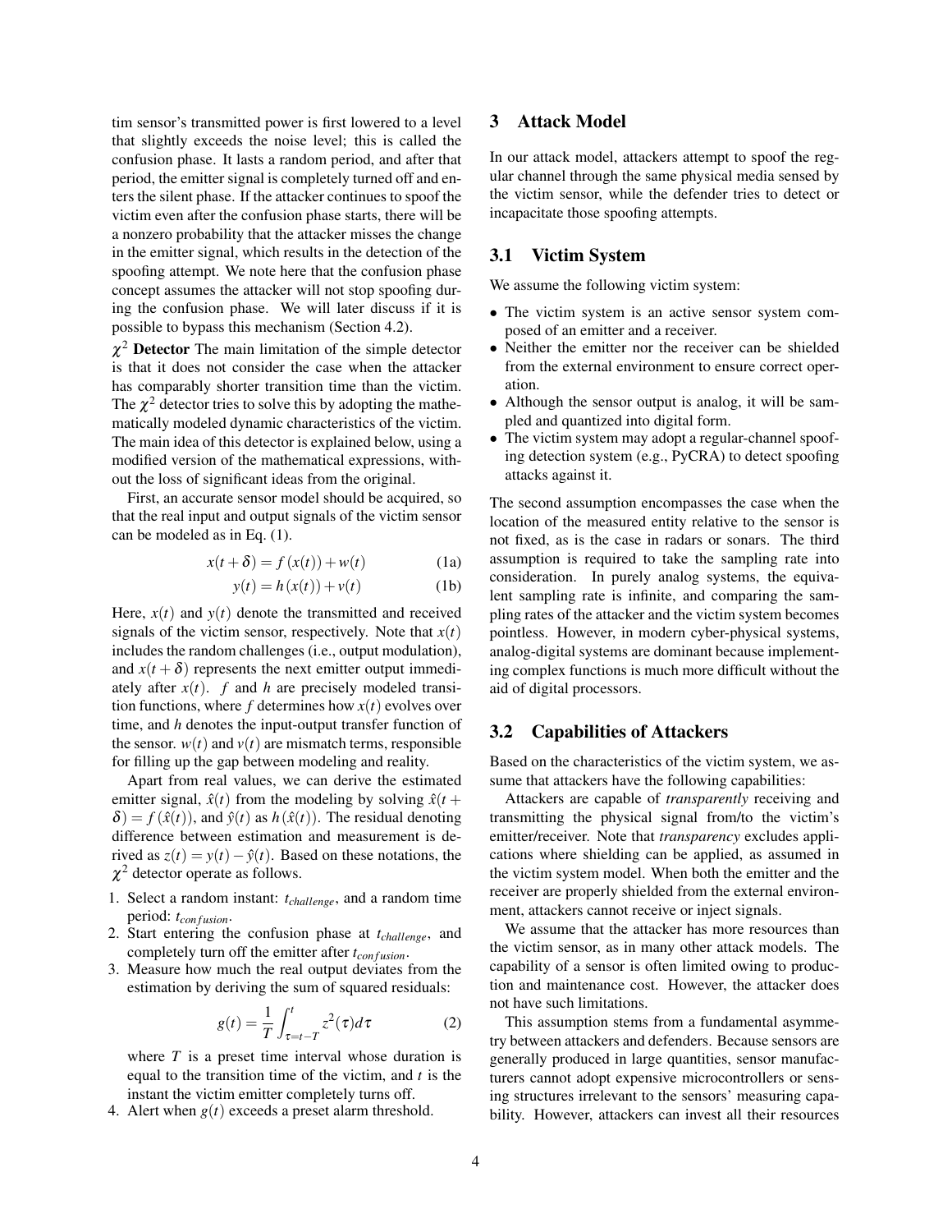tim sensor's transmitted power is first lowered to a level that slightly exceeds the noise level; this is called the confusion phase. It lasts a random period, and after that period, the emitter signal is completely turned off and enters the silent phase. If the attacker continues to spoof the victim even after the confusion phase starts, there will be a nonzero probability that the attacker misses the change in the emitter signal, which results in the detection of the spoofing attempt. We note here that the confusion phase concept assumes the attacker will not stop spoofing during the confusion phase. We will later discuss if it is possible to bypass this mechanism (Section 4.2).

**$\chi^2$ Detector** The main limitation of the simple detector is that it does not consider the case when the attacker has comparably shorter transition time than the victim. The $\chi^2$ detector tries to solve this by adopting the mathematically modeled dynamic characteristics of the victim. The main idea of this detector is explained below, using a modified version of the mathematical expressions, without the loss of significant ideas from the original.

First, an accurate sensor model should be acquired, so that the real input and output signals of the victim sensor can be modeled as in Eq. (1).

$$x(t+\delta) = f(x(t)) + w(t) \tag{1a}$$

$$y(t) = h(x(t)) + v(t) \tag{1b}$$

Here, $x(t)$ and $y(t)$ denote the transmitted and received signals of the victim sensor, respectively. Note that $x(t)$ includes the random challenges (i.e., output modulation), and $x(t+\delta)$ represents the next emitter output immediately after $x(t)$. $f$ and $h$ are precisely modeled transition functions, where $f$ determines how $x(t)$ evolves over time, and $h$ denotes the input-output transfer function of the sensor. $w(t)$ and $v(t)$ are mismatch terms, responsible for filling up the gap between modeling and reality.

Apart from real values, we can derive the estimated emitter signal, $\hat{x}(t)$ from the modeling by solving $\hat{x}(t+\delta) = f(\hat{x}(t))$, and $\hat{y}(t)$ as $h(\hat{x}(t))$. The residual denoting difference between estimation and measurement is derived as $z(t) = y(t) - \hat{y}(t)$. Based on these notations, the $\chi^2$ detector operate as follows.

1. Select a random instant: $t_{challenge}$, and a random time period: $t_{confusion}$.
2. Start entering the confusion phase at $t_{challenge}$, and completely turn off the emitter after $t_{confusion}$.
3. Measure how much the real output deviates from the estimation by deriving the sum of squared residuals:

   $$g(t) = \frac{1}{T}\int_{\tau=t-T}^{t} z^2(\tau)d\tau \tag{2}$$

   where $T$ is a preset time interval whose duration is equal to the transition time of the victim, and $t$ is the instant the victim emitter completely turns off.
4. Alert when $g(t)$ exceeds a preset alarm threshold.

## 3 Attack Model

In our attack model, attackers attempt to spoof the regular channel through the same physical media sensed by the victim sensor, while the defender tries to detect or incapacitate those spoofing attempts.

### 3.1 Victim System

We assume the following victim system:

- The victim system is an active sensor system composed of an emitter and a receiver.
- Neither the emitter nor the receiver can be shielded from the external environment to ensure correct operation.
- Although the sensor output is analog, it will be sampled and quantized into digital form.
- The victim system may adopt a regular-channel spoofing detection system (e.g., PyCRA) to detect spoofing attacks against it.

The second assumption encompasses the case when the location of the measured entity relative to the sensor is not fixed, as is the case in radars or sonars. The third assumption is required to take the sampling rate into consideration. In purely analog systems, the equivalent sampling rate is infinite, and comparing the sampling rates of the attacker and the victim system becomes pointless. However, in modern cyber-physical systems, analog-digital systems are dominant because implementing complex functions is much more difficult without the aid of digital processors.

### 3.2 Capabilities of Attackers

Based on the characteristics of the victim system, we assume that attackers have the following capabilities:

Attackers are capable of *transparently* receiving and transmitting the physical signal from/to the victim's emitter/receiver. Note that *transparency* excludes applications where shielding can be applied, as assumed in the victim system model. When both the emitter and the receiver are properly shielded from the external environment, attackers cannot receive or inject signals.

We assume that the attacker has more resources than the victim sensor, as in many other attack models. The capability of a sensor is often limited owing to production and maintenance cost. However, the attacker does not have such limitations.

This assumption stems from a fundamental asymmetry between attackers and defenders. Because sensors are generally produced in large quantities, sensor manufacturers cannot adopt expensive microcontrollers or sensing structures irrelevant to the sensors' measuring capability. However, attackers can invest all their resources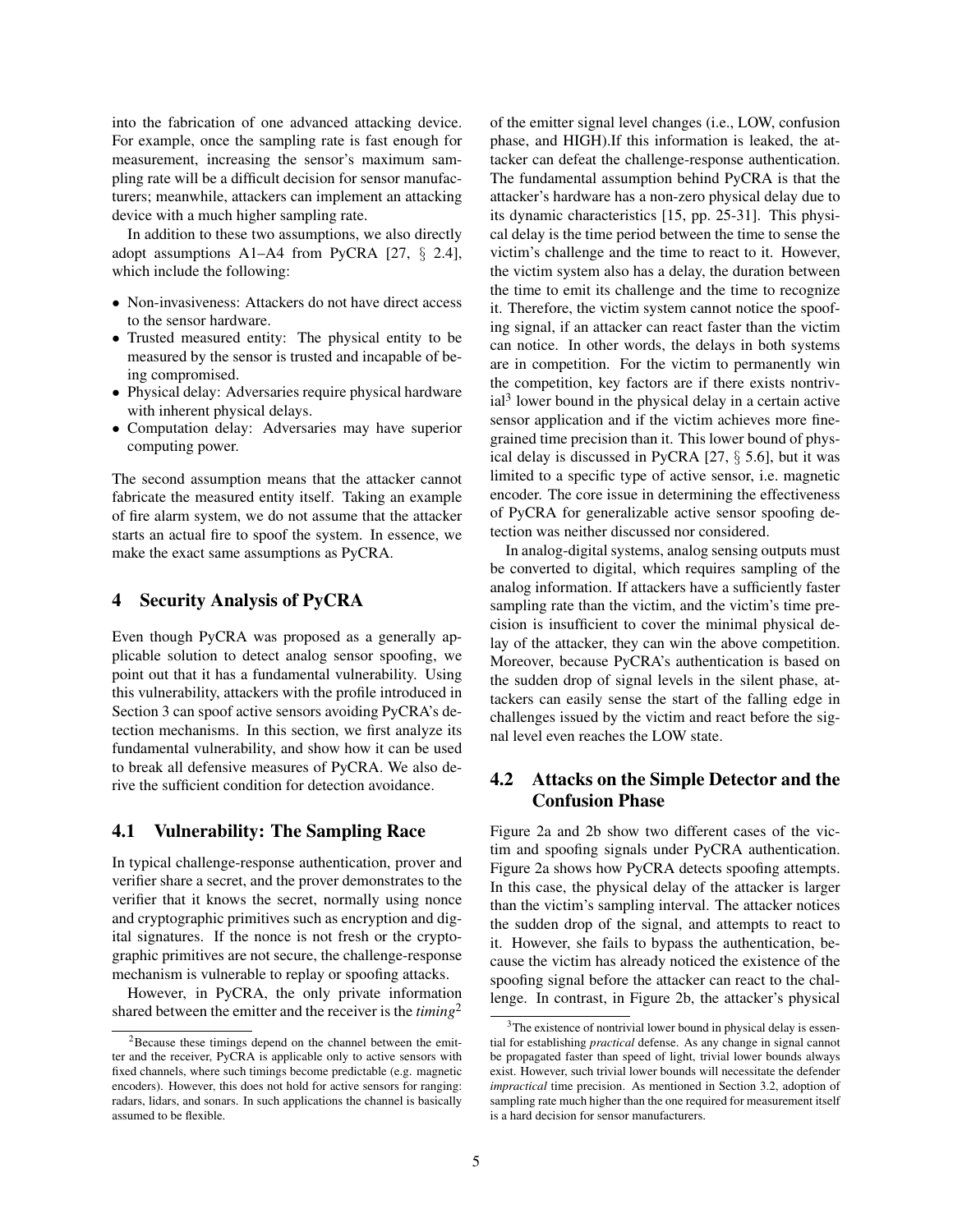into the fabrication of one advanced attacking device. For example, once the sampling rate is fast enough for measurement, increasing the sensor's maximum sampling rate will be a difficult decision for sensor manufacturers; meanwhile, attackers can implement an attacking device with a much higher sampling rate.

In addition to these two assumptions, we also directly adopt assumptions A1–A4 from PyCRA [27, § 2.4], which include the following:

- Non-invasiveness: Attackers do not have direct access to the sensor hardware.
- Trusted measured entity: The physical entity to be measured by the sensor is trusted and incapable of being compromised.
- Physical delay: Adversaries require physical hardware with inherent physical delays.
- Computation delay: Adversaries may have superior computing power.

The second assumption means that the attacker cannot fabricate the measured entity itself. Taking an example of fire alarm system, we do not assume that the attacker starts an actual fire to spoof the system. In essence, we make the exact same assumptions as PyCRA.

## 4 Security Analysis of PyCRA

Even though PyCRA was proposed as a generally applicable solution to detect analog sensor spoofing, we point out that it has a fundamental vulnerability. Using this vulnerability, attackers with the profile introduced in Section 3 can spoof active sensors avoiding PyCRA's detection mechanisms. In this section, we first analyze its fundamental vulnerability, and show how it can be used to break all defensive measures of PyCRA. We also derive the sufficient condition for detection avoidance.

### 4.1 Vulnerability: The Sampling Race

In typical challenge-response authentication, prover and verifier share a secret, and the prover demonstrates to the verifier that it knows the secret, normally using nonce and cryptographic primitives such as encryption and digital signatures. If the nonce is not fresh or the cryptographic primitives are not secure, the challenge-response mechanism is vulnerable to replay or spoofing attacks.

However, in PyCRA, the only private information shared between the emitter and the receiver is the *timing*[2] of the emitter signal level changes (i.e., LOW, confusion phase, and HIGH).If this information is leaked, the attacker can defeat the challenge-response authentication. The fundamental assumption behind PyCRA is that the attacker's hardware has a non-zero physical delay due to its dynamic characteristics [15, pp. 25-31]. This physical delay is the time period between the time to sense the victim's challenge and the time to react to it. However, the victim system also has a delay, the duration between the time to emit its challenge and the time to recognize it. Therefore, the victim system cannot notice the spoofing signal, if an attacker can react faster than the victim can notice. In other words, the delays in both systems are in competition. For the victim to permanently win the competition, key factors are if there exists nontrivial[3] lower bound in the physical delay in a certain active sensor application and if the victim achieves more fine-grained time precision than it. This lower bound of physical delay is discussed in PyCRA [27, § 5.6], but it was limited to a specific type of active sensor, i.e. magnetic encoder. The core issue in determining the effectiveness of PyCRA for generalizable active sensor spoofing detection was neither discussed nor considered.

In analog-digital systems, analog sensing outputs must be converted to digital, which requires sampling of the analog information. If attackers have a sufficiently faster sampling rate than the victim, and the victim's time precision is insufficient to cover the minimal physical delay of the attacker, they can win the above competition. Moreover, because PyCRA's authentication is based on the sudden drop of signal levels in the silent phase, attackers can easily sense the start of the falling edge in challenges issued by the victim and react before the signal level even reaches the LOW state.

### 4.2 Attacks on the Simple Detector and the Confusion Phase

Figure 2a and 2b show two different cases of the victim and spoofing signals under PyCRA authentication. Figure 2a shows how PyCRA detects spoofing attempts. In this case, the physical delay of the attacker is larger than the victim's sampling interval. The attacker notices the sudden drop of the signal, and attempts to react to it. However, she fails to bypass the authentication, because the victim has already noticed the existence of the spoofing signal before the attacker can react to the challenge. In contrast, in Figure 2b, the attacker's physical

[2]Because these timings depend on the channel between the emitter and the receiver, PyCRA is applicable only to active sensors with fixed channels, where such timings become predictable (e.g. magnetic encoders). However, this does not hold for active sensors for ranging: radars, lidars, and sonars. In such applications the channel is basically assumed to be flexible.

[3]The existence of nontrivial lower bound in physical delay is essential for establishing *practical* defense. As any change in signal cannot be propagated faster than speed of light, trivial lower bounds always exist. However, such trivial lower bounds will necessitate the defender *impractical* time precision. As mentioned in Section 3.2, adoption of sampling rate much higher than the one required for measurement itself is a hard decision for sensor manufacturers.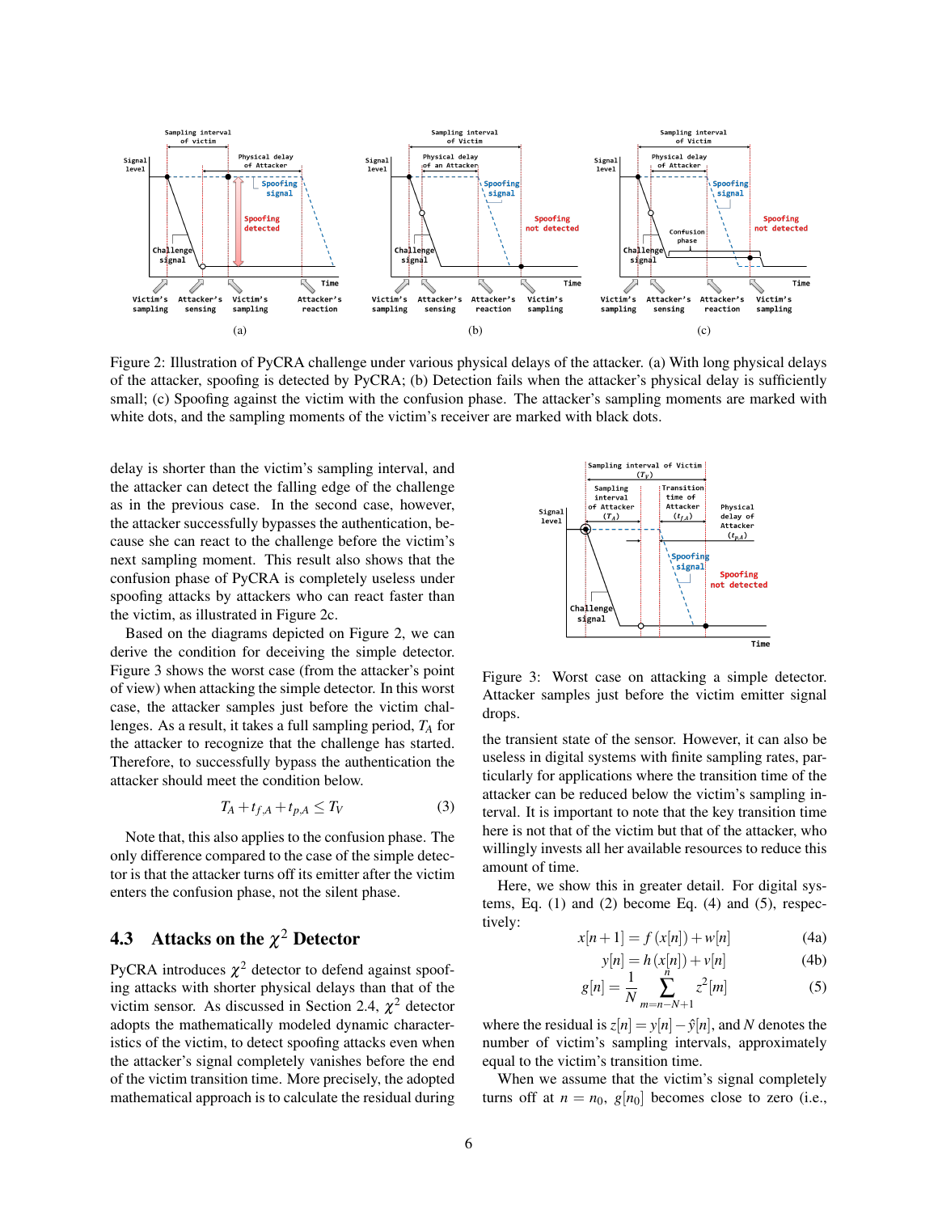Figure 2: Illustration of PyCRA challenge under various physical delays of the attacker. (a) With long physical delays of the attacker, spoofing is detected by PyCRA; (b) Detection fails when the attacker's physical delay is sufficiently small; (c) Spoofing against the victim with the confusion phase. The attacker's sampling moments are marked with white dots, and the sampling moments of the victim's receiver are marked with black dots.

delay is shorter than the victim's sampling interval, and the attacker can detect the falling edge of the challenge as in the previous case. In the second case, however, the attacker successfully bypasses the authentication, because she can react to the challenge before the victim's next sampling moment. This result also shows that the confusion phase of PyCRA is completely useless under spoofing attacks by attackers who can react faster than the victim, as illustrated in Figure 2c.

Based on the diagrams depicted on Figure 2, we can derive the condition for deceiving the simple detector. Figure 3 shows the worst case (from the attacker's point of view) when attacking the simple detector. In this worst case, the attacker samples just before the victim challenges. As a result, it takes a full sampling period, $T_A$ for the attacker to recognize that the challenge has started. Therefore, to successfully bypass the authentication the attacker should meet the condition below.

$$T_A + t_{f,A} + t_{p,A} \leq T_V \tag{3}$$

Note that, this also applies to the confusion phase. The only difference compared to the case of the simple detector is that the attacker turns off its emitter after the victim enters the confusion phase, not the silent phase.

### 4.3 Attacks on the $\chi^2$ Detector

PyCRA introduces $\chi^2$ detector to defend against spoofing attacks with shorter physical delays than that of the victim sensor. As discussed in Section 2.4, $\chi^2$ detector adopts the mathematically modeled dynamic characteristics of the victim, to detect spoofing attacks even when the attacker's signal completely vanishes before the end of the victim transition time. More precisely, the adopted mathematical approach is to calculate the residual during the transient state of the sensor. However, it can also be useless in digital systems with finite sampling rates, particularly for applications where the transition time of the attacker can be reduced below the victim's sampling interval. It is important to note that the key transition time here is not that of the victim but that of the attacker, who willingly invests all her available resources to reduce this amount of time.

Figure 3: Worst case on attacking a simple detector. Attacker samples just before the victim emitter signal drops.

Here, we show this in greater detail. For digital systems, Eq. (1) and (2) become Eq. (4) and (5), respectively:

$$x[n+1] = f(x[n]) + w[n] \tag{4a}$$

$$y[n] = h(x[n]) + v[n] \tag{4b}$$

$$g[n] = \frac{1}{N} \sum_{m=n-N+1}^{n} z^2[m] \tag{5}$$

where the residual is $z[n] = y[n] - \hat{y}[n]$, and $N$ denotes the number of victim's sampling intervals, approximately equal to the victim's transition time.

When we assume that the victim's signal completely turns off at $n = n_0$, $g[n_0]$ becomes close to zero (i.e.,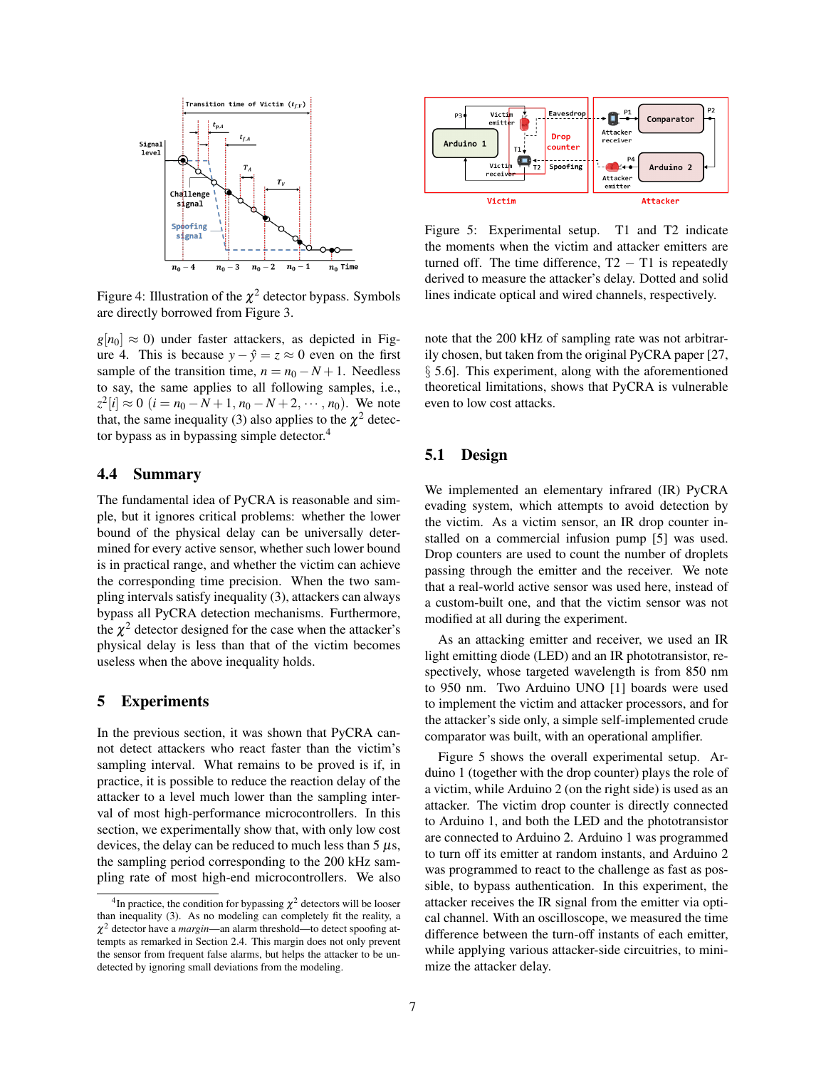Figure 4: Illustration of the $\chi^2$ detector bypass. Symbols are directly borrowed from Figure 3.

$g[n_0] \approx 0$) under faster attackers, as depicted in Figure 4. This is because $y - \hat{y} = z \approx 0$ even on the first sample of the transition time, $n = n_0 - N + 1$. Needless to say, the same applies to all following samples, i.e., $z^2[i] \approx 0$ $(i = n_0 - N + 1, n_0 - N + 2, \cdots, n_0)$. We note that, the same inequality (3) also applies to the $\chi^2$ detector bypass as in bypassing simple detector.[4]

## 4.4 Summary

The fundamental idea of PyCRA is reasonable and simple, but it ignores critical problems: whether the lower bound of the physical delay can be universally determined for every active sensor, whether such lower bound is in practical range, and whether the victim can achieve the corresponding time precision. When the two sampling intervals satisfy inequality (3), attackers can always bypass all PyCRA detection mechanisms. Furthermore, the $\chi^2$ detector designed for the case when the attacker's physical delay is less than that of the victim becomes useless when the above inequality holds.

# 5 Experiments

In the previous section, it was shown that PyCRA cannot detect attackers who react faster than the victim's sampling interval. What remains to be proved is if, in practice, it is possible to reduce the reaction delay of the attacker to a level much lower than the sampling interval of most high-performance microcontrollers. In this section, we experimentally show that, with only low cost devices, the delay can be reduced to much less than 5 $\mu$s, the sampling period corresponding to the 200 kHz sampling rate of most high-end microcontrollers. We also note that the 200 kHz of sampling rate was not arbitrarily chosen, but taken from the original PyCRA paper [27, § 5.6]. This experiment, along with the aforementioned theoretical limitations, shows that PyCRA is vulnerable even to low cost attacks.

[4] In practice, the condition for bypassing $\chi^2$ detectors will be looser than inequality (3). As no modeling can completely fit the reality, a $\chi^2$ detector have a *margin*—an alarm threshold—to detect spoofing attempts as remarked in Section 2.4. This margin does not only prevent the sensor from frequent false alarms, but helps the attacker to be undetected by ignoring small deviations from the modeling.

Figure 5: Experimental setup. T1 and T2 indicate the moments when the victim and attacker emitters are turned off. The time difference, T2 − T1 is repeatedly derived to measure the attacker's delay. Dotted and solid lines indicate optical and wired channels, respectively.

## 5.1 Design

We implemented an elementary infrared (IR) PyCRA evading system, which attempts to avoid detection by the victim. As a victim sensor, an IR drop counter installed on a commercial infusion pump [5] was used. Drop counters are used to count the number of droplets passing through the emitter and the receiver. We note that a real-world active sensor was used here, instead of a custom-built one, and that the victim sensor was not modified at all during the experiment.

As an attacking emitter and receiver, we used an IR light emitting diode (LED) and an IR phototransistor, respectively, whose targeted wavelength is from 850 nm to 950 nm. Two Arduino UNO [1] boards were used to implement the victim and attacker processors, and for the attacker's side only, a simple self-implemented crude comparator was built, with an operational amplifier.

Figure 5 shows the overall experimental setup. Arduino 1 (together with the drop counter) plays the role of a victim, while Arduino 2 (on the right side) is used as an attacker. The victim drop counter is directly connected to Arduino 1, and both the LED and the phototransistor are connected to Arduino 2. Arduino 1 was programmed to turn off its emitter at random instants, and Arduino 2 was programmed to react to the challenge as fast as possible, to bypass authentication. In this experiment, the attacker receives the IR signal from the emitter via optical channel. With an oscilloscope, we measured the time difference between the turn-off instants of each emitter, while applying various attacker-side circuitries, to minimize the attacker delay.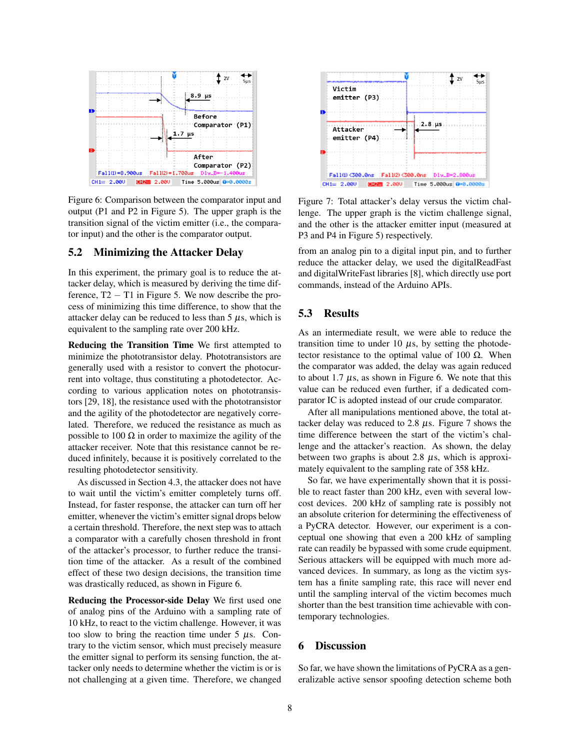Figure 6: Comparison between the comparator input and output (P1 and P2 in Figure 5). The upper graph is the transition signal of the victim emitter (i.e., the comparator input) and the other is the comparator output.

## 5.2 Minimizing the Attacker Delay

In this experiment, the primary goal is to reduce the attacker delay, which is measured by deriving the time difference, T2 − T1 in Figure 5. We now describe the process of minimizing this time difference, to show that the attacker delay can be reduced to less than 5 $\mu$s, which is equivalent to the sampling rate over 200 kHz.

**Reducing the Transition Time** We first attempted to minimize the phototransistor delay. Phototransistors are generally used with a resistor to convert the photocurrent into voltage, thus constituting a photodetector. According to various application notes on phototransistors [29, 18], the resistance used with the phototransistor and the agility of the photodetector are negatively correlated. Therefore, we reduced the resistance as much as possible to 100 Ω in order to maximize the agility of the attacker receiver. Note that this resistance cannot be reduced infinitely, because it is positively correlated to the resulting photodetector sensitivity.

As discussed in Section 4.3, the attacker does not have to wait until the victim's emitter completely turns off. Instead, for faster response, the attacker can turn off her emitter, whenever the victim's emitter signal drops below a certain threshold. Therefore, the next step was to attach a comparator with a carefully chosen threshold in front of the attacker's processor, to further reduce the transition time of the attacker. As a result of the combined effect of these two design decisions, the transition time was drastically reduced, as shown in Figure 6.

**Reducing the Processor-side Delay** We first used one of analog pins of the Arduino with a sampling rate of 10 kHz, to react to the victim challenge. However, it was too slow to bring the reaction time under 5 $\mu$s. Contrary to the victim sensor, which must precisely measure the emitter signal to perform its sensing function, the attacker only needs to determine whether the victim is or is not challenging at a given time. Therefore, we changed from an analog pin to a digital input pin, and to further reduce the attacker delay, we used the digitalReadFast and digitalWriteFast libraries [8], which directly use port commands, instead of the Arduino APIs.

Figure 7: Total attacker's delay versus the victim challenge. The upper graph is the victim challenge signal, and the other is the attacker emitter input (measured at P3 and P4 in Figure 5) respectively.

## 5.3 Results

As an intermediate result, we were able to reduce the transition time to under 10 $\mu$s, by setting the photodetector resistance to the optimal value of 100 Ω. When the comparator was added, the delay was again reduced to about 1.7 $\mu$s, as shown in Figure 6. We note that this value can be reduced even further, if a dedicated comparator IC is adopted instead of our crude comparator.

After all manipulations mentioned above, the total attacker delay was reduced to 2.8 $\mu$s. Figure 7 shows the time difference between the start of the victim's challenge and the attacker's reaction. As shown, the delay between two graphs is about 2.8 $\mu$s, which is approximately equivalent to the sampling rate of 358 kHz.

So far, we have experimentally shown that it is possible to react faster than 200 kHz, even with several low-cost devices. 200 kHz of sampling rate is possibly not an absolute criterion for determining the effectiveness of a PyCRA detector. However, our experiment is a conceptual one showing that even a 200 kHz of sampling rate can readily be bypassed with some crude equipment. Serious attackers will be equipped with much more advanced devices. In summary, as long as the victim system has a finite sampling rate, this race will never end until the sampling interval of the victim becomes much shorter than the best transition time achievable with contemporary technologies.

# 6 Discussion

So far, we have shown the limitations of PyCRA as a generalizable active sensor spoofing detection scheme both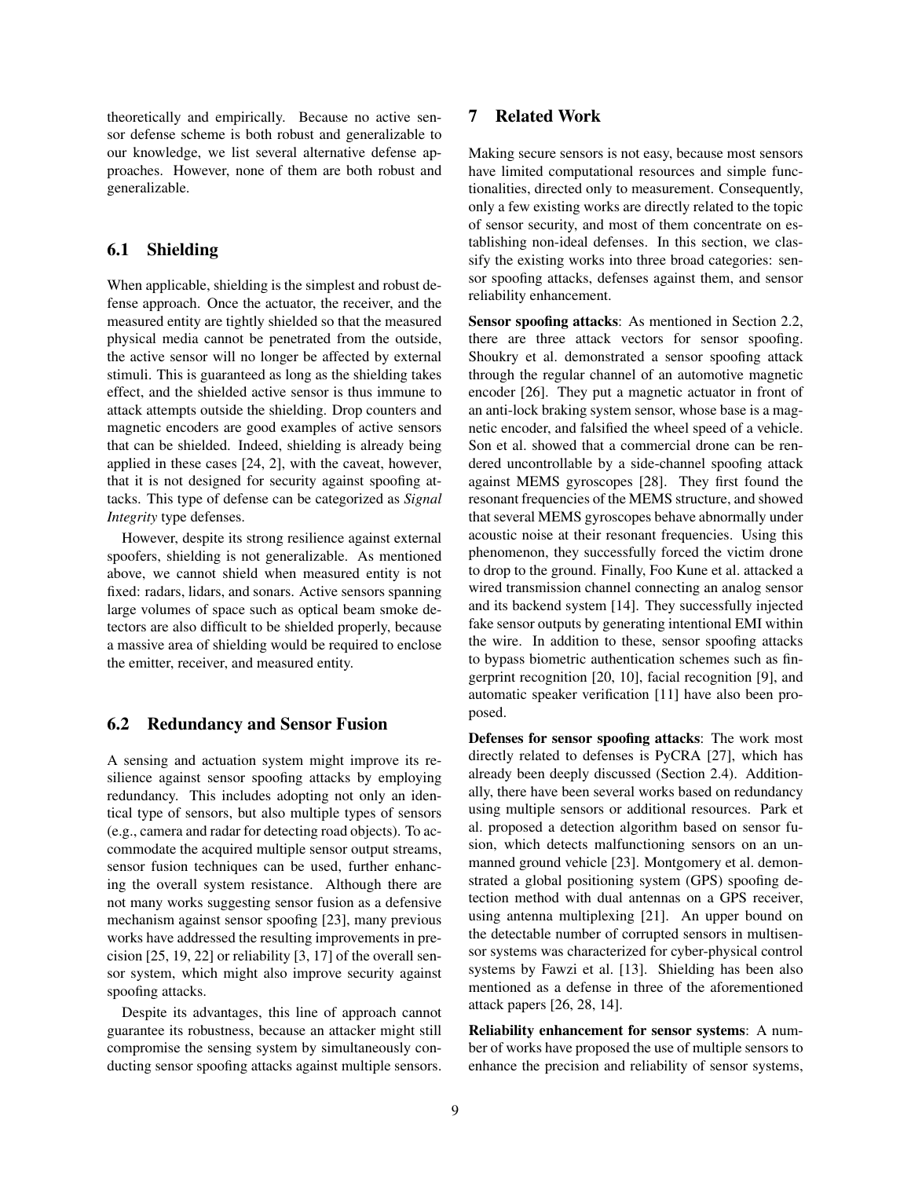theoretically and empirically. Because no active sensor defense scheme is both robust and generalizable to our knowledge, we list several alternative defense approaches. However, none of them are both robust and generalizable.

### 6.1 Shielding

When applicable, shielding is the simplest and robust defense approach. Once the actuator, the receiver, and the measured entity are tightly shielded so that the measured physical media cannot be penetrated from the outside, the active sensor will no longer be affected by external stimuli. This is guaranteed as long as the shielding takes effect, and the shielded active sensor is thus immune to attack attempts outside the shielding. Drop counters and magnetic encoders are good examples of active sensors that can be shielded. Indeed, shielding is already being applied in these cases [24, 2], with the caveat, however, that it is not designed for security against spoofing attacks. This type of defense can be categorized as *Signal Integrity* type defenses.

However, despite its strong resilience against external spoofers, shielding is not generalizable. As mentioned above, we cannot shield when measured entity is not fixed: radars, lidars, and sonars. Active sensors spanning large volumes of space such as optical beam smoke detectors are also difficult to be shielded properly, because a massive area of shielding would be required to enclose the emitter, receiver, and measured entity.

### 6.2 Redundancy and Sensor Fusion

A sensing and actuation system might improve its resilience against sensor spoofing attacks by employing redundancy. This includes adopting not only an identical type of sensors, but also multiple types of sensors (e.g., camera and radar for detecting road objects). To accommodate the acquired multiple sensor output streams, sensor fusion techniques can be used, further enhancing the overall system resistance. Although there are not many works suggesting sensor fusion as a defensive mechanism against sensor spoofing [23], many previous works have addressed the resulting improvements in precision [25, 19, 22] or reliability [3, 17] of the overall sensor system, which might also improve security against spoofing attacks.

Despite its advantages, this line of approach cannot guarantee its robustness, because an attacker might still compromise the sensing system by simultaneously conducting sensor spoofing attacks against multiple sensors.

## 7 Related Work

Making secure sensors is not easy, because most sensors have limited computational resources and simple functionalities, directed only to measurement. Consequently, only a few existing works are directly related to the topic of sensor security, and most of them concentrate on establishing non-ideal defenses. In this section, we classify the existing works into three broad categories: sensor spoofing attacks, defenses against them, and sensor reliability enhancement.

**Sensor spoofing attacks**: As mentioned in Section 2.2, there are three attack vectors for sensor spoofing. Shoukry et al. demonstrated a sensor spoofing attack through the regular channel of an automotive magnetic encoder [26]. They put a magnetic actuator in front of an anti-lock braking system sensor, whose base is a magnetic encoder, and falsified the wheel speed of a vehicle. Son et al. showed that a commercial drone can be rendered uncontrollable by a side-channel spoofing attack against MEMS gyroscopes [28]. They first found the resonant frequencies of the MEMS structure, and showed that several MEMS gyroscopes behave abnormally under acoustic noise at their resonant frequencies. Using this phenomenon, they successfully forced the victim drone to drop to the ground. Finally, Foo Kune et al. attacked a wired transmission channel connecting an analog sensor and its backend system [14]. They successfully injected fake sensor outputs by generating intentional EMI within the wire. In addition to these, sensor spoofing attacks to bypass biometric authentication schemes such as fingerprint recognition [20, 10], facial recognition [9], and automatic speaker verification [11] have also been proposed.

**Defenses for sensor spoofing attacks**: The work most directly related to defenses is PyCRA [27], which has already been deeply discussed (Section 2.4). Additionally, there have been several works based on redundancy using multiple sensors or additional resources. Park et al. proposed a detection algorithm based on sensor fusion, which detects malfunctioning sensors on an unmanned ground vehicle [23]. Montgomery et al. demonstrated a global positioning system (GPS) spoofing detection method with dual antennas on a GPS receiver, using antenna multiplexing [21]. An upper bound on the detectable number of corrupted sensors in multisensor systems was characterized for cyber-physical control systems by Fawzi et al. [13]. Shielding has been also mentioned as a defense in three of the aforementioned attack papers [26, 28, 14].

**Reliability enhancement for sensor systems**: A number of works have proposed the use of multiple sensors to enhance the precision and reliability of sensor systems,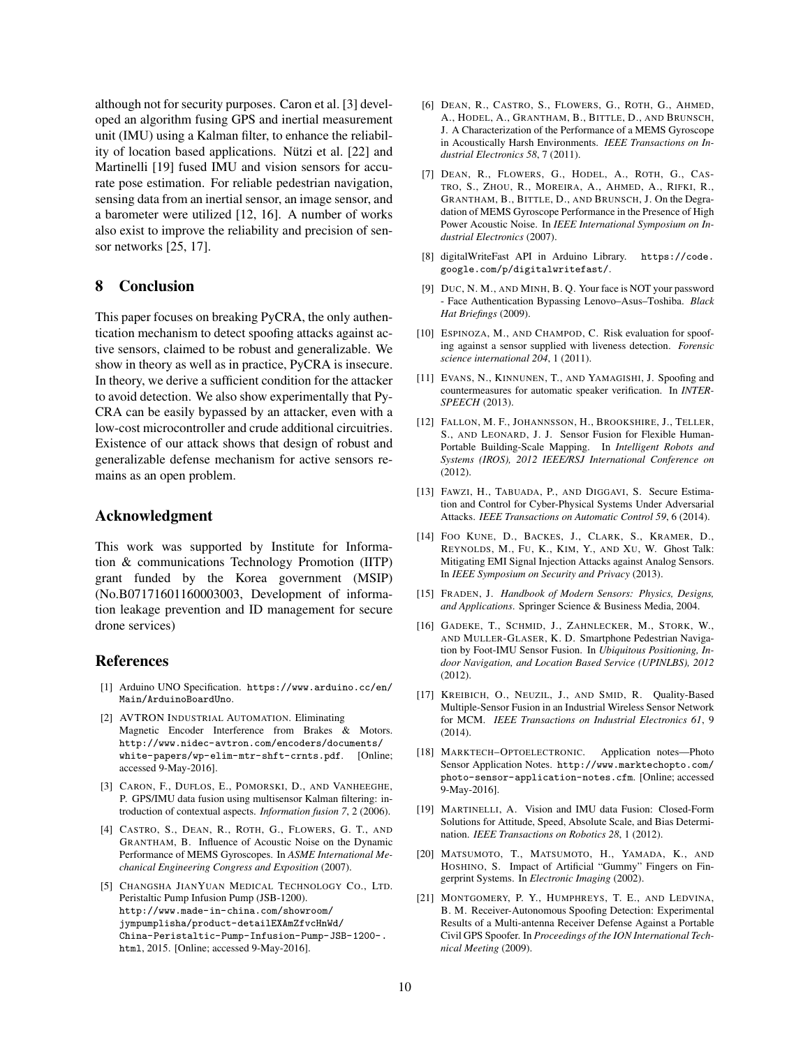although not for security purposes. Caron et al. [3] developed an algorithm fusing GPS and inertial measurement unit (IMU) using a Kalman filter, to enhance the reliability of location based applications. Nützi et al. [22] and Martinelli [19] fused IMU and vision sensors for accurate pose estimation. For reliable pedestrian navigation, sensing data from an inertial sensor, an image sensor, and a barometer were utilized [12, 16]. A number of works also exist to improve the reliability and precision of sensor networks [25, 17].

## 8 Conclusion

This paper focuses on breaking PyCRA, the only authentication mechanism to detect spoofing attacks against active sensors, claimed to be robust and generalizable. We show in theory as well as in practice, PyCRA is insecure. In theory, we derive a sufficient condition for the attacker to avoid detection. We also show experimentally that PyCRA can be easily bypassed by an attacker, even with a low-cost microcontroller and crude additional circuitries. Existence of our attack shows that design of robust and generalizable defense mechanism for active sensors remains as an open problem.

## Acknowledgment

This work was supported by Institute for Information & communications Technology Promotion (IITP) grant funded by the Korea government (MSIP) (No.B07171601160003003, Development of information leakage prevention and ID management for secure drone services)

## References

[1] Arduino UNO Specification. https://www.arduino.cc/en/Main/ArduinoBoardUno.

[2] AVTRON INDUSTRIAL AUTOMATION. Eliminating Magnetic Encoder Interference from Brakes & Motors. http://www.nidec-avtron.com/encoders/documents/white-papers/wp-elim-mtr-shft-crnts.pdf. [Online; accessed 9-May-2016].

[3] CARON, F., DUFLOS, E., POMORSKI, D., AND VANHEEGHE, P. GPS/IMU data fusion using multisensor Kalman filtering: introduction of contextual aspects. *Information fusion 7*, 2 (2006).

[4] CASTRO, S., DEAN, R., ROTH, G., FLOWERS, G. T., AND GRANTHAM, B. Influence of Acoustic Noise on the Dynamic Performance of MEMS Gyroscopes. In *ASME International Mechanical Engineering Congress and Exposition* (2007).

[5] CHANGSHA JIANYUAN MEDICAL TECHNOLOGY CO., LTD. Peristaltic Pump Infusion Pump (JSB-1200). http://www.made-in-china.com/showroom/jympumplisha/product-detailEXAmZfvcHnWd/China-Peristaltic-Pump-Infusion-Pump-JSB-1200-.html, 2015. [Online; accessed 9-May-2016].

[6] DEAN, R., CASTRO, S., FLOWERS, G., ROTH, G., AHMED, A., HODEL, A., GRANTHAM, B., BITTLE, D., AND BRUNSCH, J. A Characterization of the Performance of a MEMS Gyroscope in Acoustically Harsh Environments. *IEEE Transactions on Industrial Electronics 58*, 7 (2011).

[7] DEAN, R., FLOWERS, G., HODEL, A., ROTH, G., CASTRO, S., ZHOU, R., MOREIRA, A., AHMED, A., RIFKI, R., GRANTHAM, B., BITTLE, D., AND BRUNSCH, J. On the Degradation of MEMS Gyroscope Performance in the Presence of High Power Acoustic Noise. In *IEEE International Symposium on Industrial Electronics* (2007).

[8] digitalWriteFast API in Arduino Library. https://code.google.com/p/digitalwritefast/.

[9] DUC, N. M., AND MINH, B. Q. Your face is NOT your password - Face Authentication Bypassing Lenovo–Asus–Toshiba. *Black Hat Briefings* (2009).

[10] ESPINOZA, M., AND CHAMPOD, C. Risk evaluation for spoofing against a sensor supplied with liveness detection. *Forensic science international 204*, 1 (2011).

[11] EVANS, N., KINNUNEN, T., AND YAMAGISHI, J. Spoofing and countermeasures for automatic speaker verification. In *INTERSPEECH* (2013).

[12] FALLON, M. F., JOHANNSSON, H., BROOKSHIRE, J., TELLER, S., AND LEONARD, J. J. Sensor Fusion for Flexible Human-Portable Building-Scale Mapping. In *Intelligent Robots and Systems (IROS), 2012 IEEE/RSJ International Conference on* (2012).

[13] FAWZI, H., TABUADA, P., AND DIGGAVI, S. Secure Estimation and Control for Cyber-Physical Systems Under Adversarial Attacks. *IEEE Transactions on Automatic Control 59*, 6 (2014).

[14] FOO KUNE, D., BACKES, J., CLARK, S., KRAMER, D., REYNOLDS, M., FU, K., KIM, Y., AND XU, W. Ghost Talk: Mitigating EMI Signal Injection Attacks against Analog Sensors. In *IEEE Symposium on Security and Privacy* (2013).

[15] FRADEN, J. *Handbook of Modern Sensors: Physics, Designs, and Applications*. Springer Science & Business Media, 2004.

[16] GADEKE, T., SCHMID, J., ZAHNLECKER, M., STORK, W., AND MULLER-GLASER, K. D. Smartphone Pedestrian Navigation by Foot-IMU Sensor Fusion. In *Ubiquitous Positioning, Indoor Navigation, and Location Based Service (UPINLBS), 2012* (2012).

[17] KREIBICH, O., NEUZIL, J., AND SMID, R. Quality-Based Multiple-Sensor Fusion in an Industrial Wireless Sensor Network for MCM. *IEEE Transactions on Industrial Electronics 61*, 9 (2014).

[18] MARKTECH–OPTOELECTRONIC. Application notes—Photo Sensor Application Notes. http://www.marktechopto.com/photo-sensor-application-notes.cfm. [Online; accessed 9-May-2016].

[19] MARTINELLI, A. Vision and IMU data Fusion: Closed-Form Solutions for Attitude, Speed, Absolute Scale, and Bias Determination. *IEEE Transactions on Robotics 28*, 1 (2012).

[20] MATSUMOTO, T., MATSUMOTO, H., YAMADA, K., AND HOSHINO, S. Impact of Artificial "Gummy" Fingers on Fingerprint Systems. In *Electronic Imaging* (2002).

[21] MONTGOMERY, P. Y., HUMPHREYS, T. E., AND LEDVINA, B. M. Receiver-Autonomous Spoofing Detection: Experimental Results of a Multi-antenna Receiver Defense Against a Portable Civil GPS Spoofer. In *Proceedings of the ION International Technical Meeting* (2009).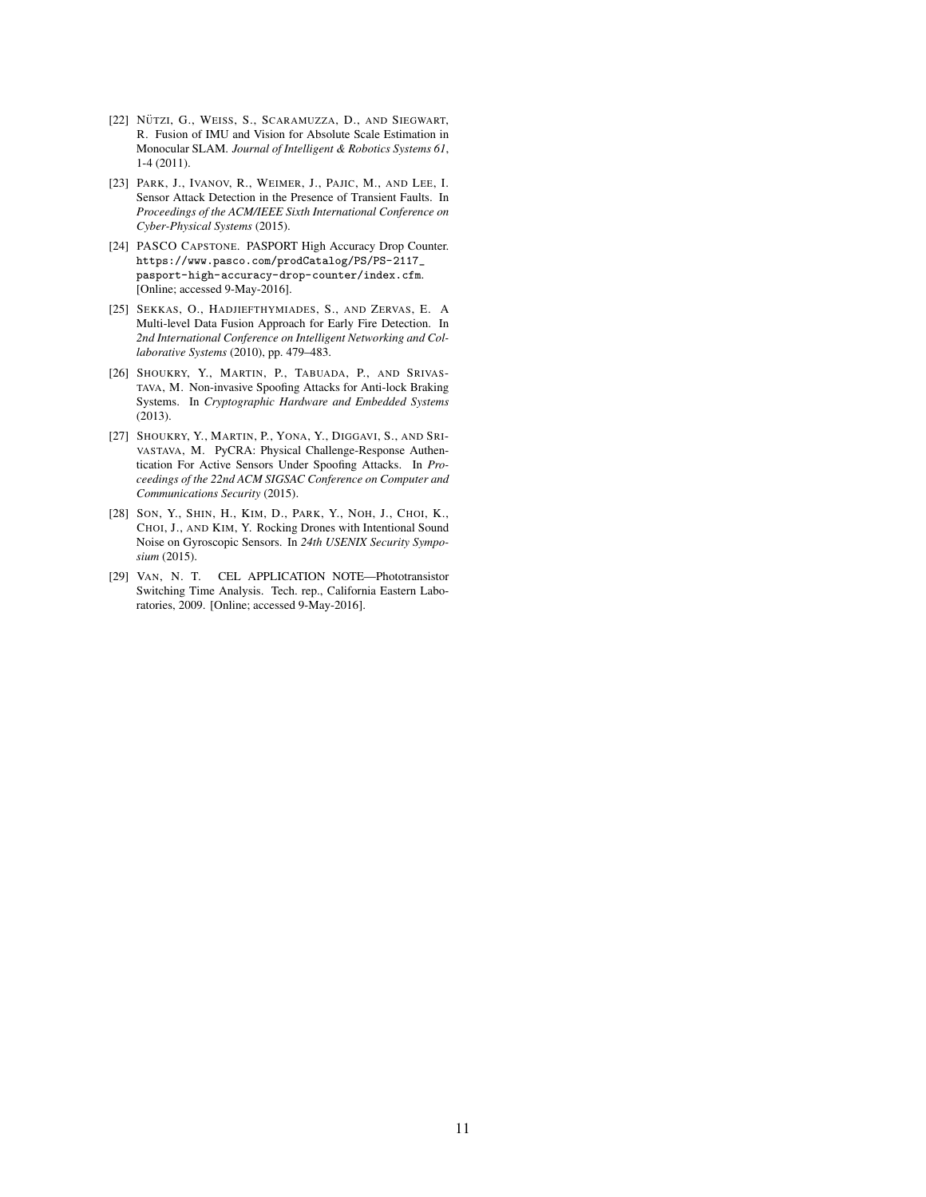[22] Nützi, G., Weiss, S., Scaramuzza, D., and Siegwart, R. Fusion of IMU and Vision for Absolute Scale Estimation in Monocular SLAM. *Journal of Intelligent & Robotics Systems 61*, 1-4 (2011).

[23] Park, J., Ivanov, R., Weimer, J., Pajic, M., and Lee, I. Sensor Attack Detection in the Presence of Transient Faults. In *Proceedings of the ACM/IEEE Sixth International Conference on Cyber-Physical Systems* (2015).

[24] PASCO Capstone. PASPORT High Accuracy Drop Counter. `https://www.pasco.com/prodCatalog/PS/PS-2117_pasport-high-accuracy-drop-counter/index.cfm`. [Online; accessed 9-May-2016].

[25] Sekkas, O., Hadjiefthymiades, S., and Zervas, E. A Multi-level Data Fusion Approach for Early Fire Detection. In *2nd International Conference on Intelligent Networking and Collaborative Systems* (2010), pp. 479–483.

[26] Shoukry, Y., Martin, P., Tabuada, P., and Srivastava, M. Non-invasive Spoofing Attacks for Anti-lock Braking Systems. In *Cryptographic Hardware and Embedded Systems* (2013).

[27] Shoukry, Y., Martin, P., Yona, Y., Diggavi, S., and Srivastava, M. PyCRA: Physical Challenge-Response Authentication For Active Sensors Under Spoofing Attacks. In *Proceedings of the 22nd ACM SIGSAC Conference on Computer and Communications Security* (2015).

[28] Son, Y., Shin, H., Kim, D., Park, Y., Noh, J., Choi, K., Choi, J., and Kim, Y. Rocking Drones with Intentional Sound Noise on Gyroscopic Sensors. In *24th USENIX Security Symposium* (2015).

[29] Van, N. T. CEL APPLICATION NOTE—Phototransistor Switching Time Analysis. Tech. rep., California Eastern Laboratories, 2009. [Online; accessed 9-May-2016].